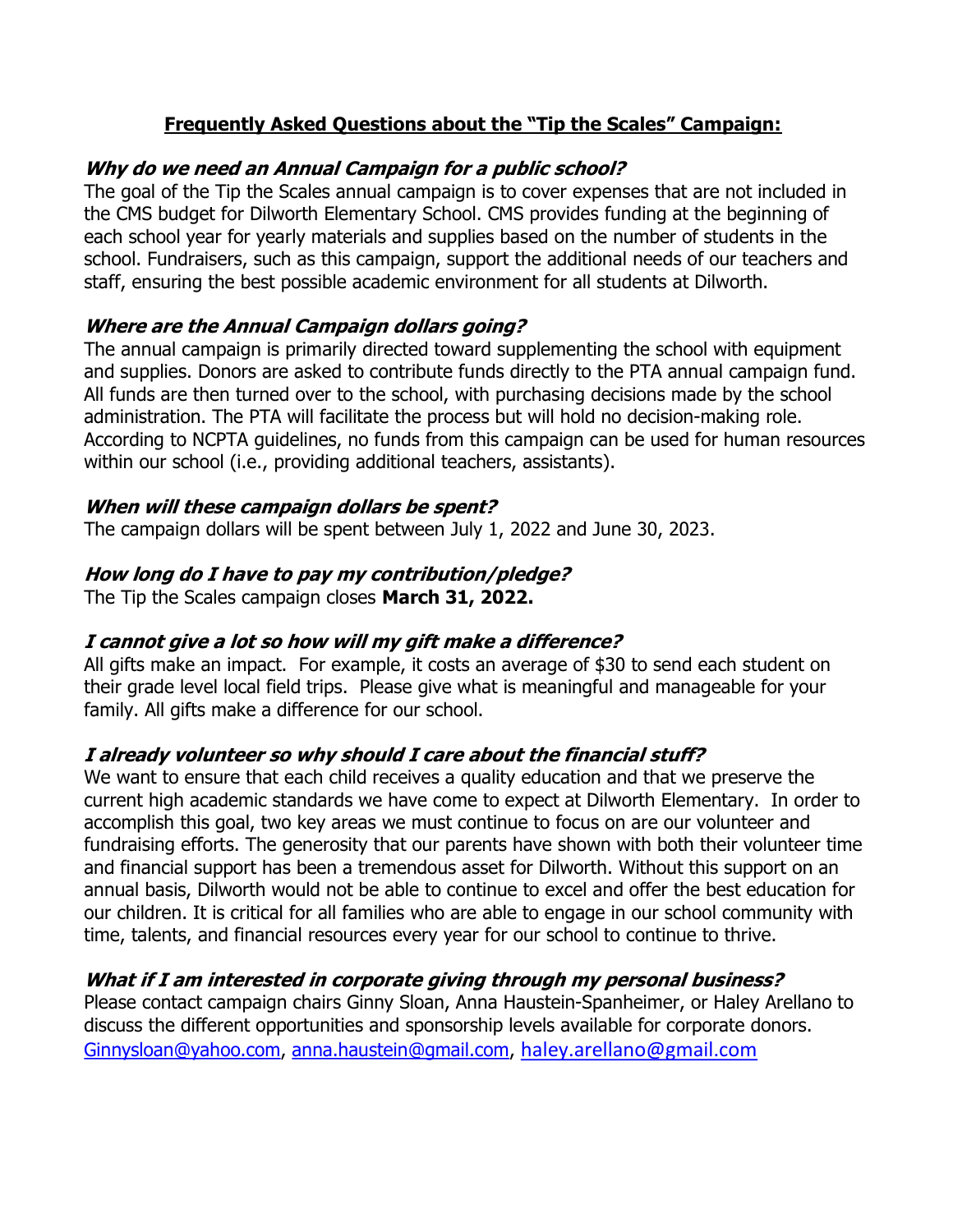## **Frequently Asked Questions about the "Tip the Scales" Campaign:**

***Why do we need an Annual Campaign for a public school?***

The goal of the Tip the Scales annual campaign is to cover expenses that are not included in the CMS budget for Dilworth Elementary School. CMS provides funding at the beginning of each school year for yearly materials and supplies based on the number of students in the school. Fundraisers, such as this campaign, support the additional needs of our teachers and staff, ensuring the best possible academic environment for all students at Dilworth.

***Where are the Annual Campaign dollars going?***

The annual campaign is primarily directed toward supplementing the school with equipment and supplies. Donors are asked to contribute funds directly to the PTA annual campaign fund. All funds are then turned over to the school, with purchasing decisions made by the school administration. The PTA will facilitate the process but will hold no decision-making role. According to NCPTA guidelines, no funds from this campaign can be used for human resources within our school (i.e., providing additional teachers, assistants).

***When will these campaign dollars be spent?***

The campaign dollars will be spent between July 1, 2022 and June 30, 2023.

***How long do I have to pay my contribution/pledge?***

The Tip the Scales campaign closes **March 31, 2022.**

***I cannot give a lot so how will my gift make a difference?***

All gifts make an impact. For example, it costs an average of $30 to send each student on their grade level local field trips. Please give what is meaningful and manageable for your family. All gifts make a difference for our school.

***I already volunteer so why should I care about the financial stuff?***

We want to ensure that each child receives a quality education and that we preserve the current high academic standards we have come to expect at Dilworth Elementary. In order to accomplish this goal, two key areas we must continue to focus on are our volunteer and fundraising efforts. The generosity that our parents have shown with both their volunteer time and financial support has been a tremendous asset for Dilworth. Without this support on an annual basis, Dilworth would not be able to continue to excel and offer the best education for our children. It is critical for all families who are able to engage in our school community with time, talents, and financial resources every year for our school to continue to thrive.

***What if I am interested in corporate giving through my personal business?***

Please contact campaign chairs Ginny Sloan, Anna Haustein-Spanheimer, or Haley Arellano to discuss the different opportunities and sponsorship levels available for corporate donors. Ginnysloan@yahoo.com, anna.haustein@gmail.com, haley.arellano@gmail.com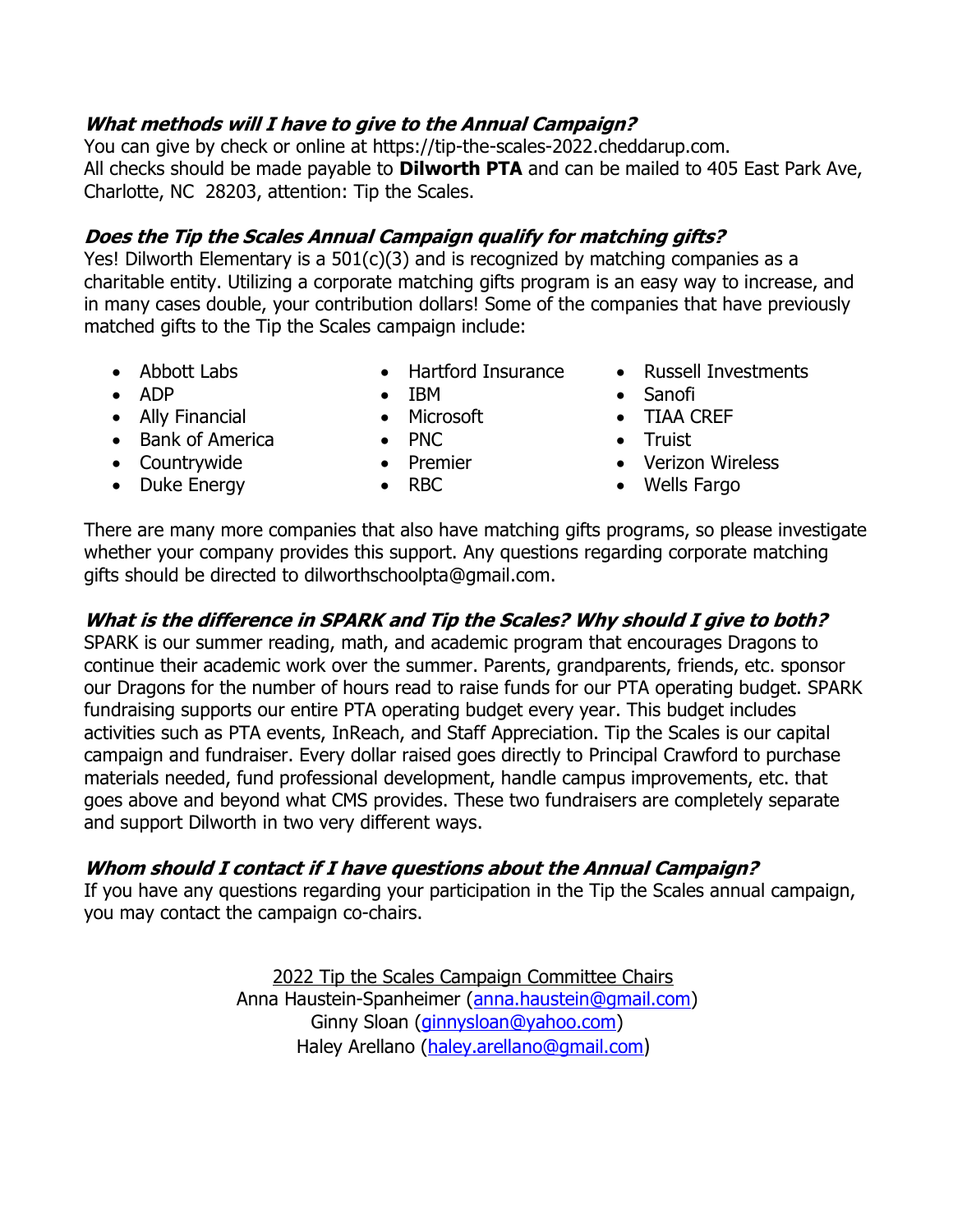### ***What methods will I have to give to the Annual Campaign?***

You can give by check or online at https://tip-the-scales-2022.cheddarup.com.
All checks should be made payable to **Dilworth PTA** and can be mailed to 405 East Park Ave, Charlotte, NC 28203, attention: Tip the Scales.

### ***Does the Tip the Scales Annual Campaign qualify for matching gifts?***

Yes! Dilworth Elementary is a 501(c)(3) and is recognized by matching companies as a charitable entity. Utilizing a corporate matching gifts program is an easy way to increase, and in many cases double, your contribution dollars! Some of the companies that have previously matched gifts to the Tip the Scales campaign include:

- Abbott Labs
- ADP
- Ally Financial
- Bank of America
- Countrywide
- Duke Energy
- Hartford Insurance
- IBM
- Microsoft
- PNC
- Premier
- RBC
- Russell Investments
- Sanofi
- TIAA CREF
- Truist
- Verizon Wireless
- Wells Fargo

There are many more companies that also have matching gifts programs, so please investigate whether your company provides this support. Any questions regarding corporate matching gifts should be directed to dilworthschoolpta@gmail.com.

### ***What is the difference in SPARK and Tip the Scales? Why should I give to both?***

SPARK is our summer reading, math, and academic program that encourages Dragons to continue their academic work over the summer. Parents, grandparents, friends, etc. sponsor our Dragons for the number of hours read to raise funds for our PTA operating budget. SPARK fundraising supports our entire PTA operating budget every year. This budget includes activities such as PTA events, InReach, and Staff Appreciation. Tip the Scales is our capital campaign and fundraiser. Every dollar raised goes directly to Principal Crawford to purchase materials needed, fund professional development, handle campus improvements, etc. that goes above and beyond what CMS provides. These two fundraisers are completely separate and support Dilworth in two very different ways.

### ***Whom should I contact if I have questions about the Annual Campaign?***

If you have any questions regarding your participation in the Tip the Scales annual campaign, you may contact the campaign co-chairs.

2022 Tip the Scales Campaign Committee Chairs
Anna Haustein-Spanheimer (anna.haustein@gmail.com)
Ginny Sloan (ginnysloan@yahoo.com)
Haley Arellano (haley.arellano@gmail.com)